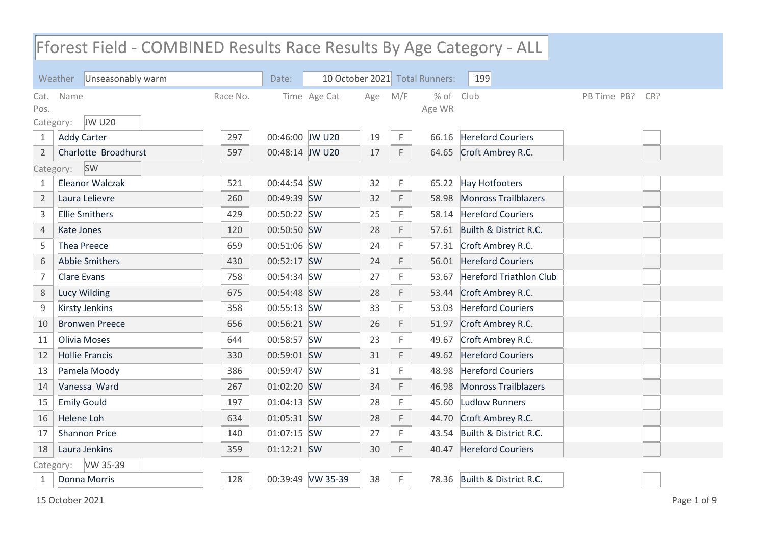# Fforest Field - COMBINED Results Race Results By Age Category - ALL

Weather: Unseasonably warm | Date: 10 October 2021 | Total Runners: 199

| Cat. Pos. | Name | Race No. | Time | Age Cat | Age | M/F | % of Age WR | Club | PB Time | PB? | CR? |
|---|---|---|---|---|---|---|---|---|---|---|---|
| **Category: JW U20** | | | | | | | | | | | |
| 1 | Addy Carter | 297 | 00:46:00 | JW U20 | 19 | F | 66.16 | Hereford Couriers | | | |
| 2 | Charlotte Broadhurst | 597 | 00:48:14 | JW U20 | 17 | F | 64.65 | Croft Ambrey R.C. | | | |
| **Category: SW** | | | | | | | | | | | |
| 1 | Eleanor Walczak | 521 | 00:44:54 | SW | 32 | F | 65.22 | Hay Hotfooters | | | |
| 2 | Laura Lelievre | 260 | 00:49:39 | SW | 32 | F | 58.98 | Monross Trailblazers | | | |
| 3 | Ellie Smithers | 429 | 00:50:22 | SW | 25 | F | 58.14 | Hereford Couriers | | | |
| 4 | Kate Jones | 120 | 00:50:50 | SW | 28 | F | 57.61 | Builth & District R.C. | | | |
| 5 | Thea Preece | 659 | 00:51:06 | SW | 24 | F | 57.31 | Croft Ambrey R.C. | | | |
| 6 | Abbie Smithers | 430 | 00:52:17 | SW | 24 | F | 56.01 | Hereford Couriers | | | |
| 7 | Clare Evans | 758 | 00:54:34 | SW | 27 | F | 53.67 | Hereford Triathlon Club | | | |
| 8 | Lucy Wilding | 675 | 00:54:48 | SW | 28 | F | 53.44 | Croft Ambrey R.C. | | | |
| 9 | Kirsty Jenkins | 358 | 00:55:13 | SW | 33 | F | 53.03 | Hereford Couriers | | | |
| 10 | Bronwen Preece | 656 | 00:56:21 | SW | 26 | F | 51.97 | Croft Ambrey R.C. | | | |
| 11 | Olivia Moses | 644 | 00:58:57 | SW | 23 | F | 49.67 | Croft Ambrey R.C. | | | |
| 12 | Hollie Francis | 330 | 00:59:01 | SW | 31 | F | 49.62 | Hereford Couriers | | | |
| 13 | Pamela Moody | 386 | 00:59:47 | SW | 31 | F | 48.98 | Hereford Couriers | | | |
| 14 | Vanessa Ward | 267 | 01:02:20 | SW | 34 | F | 46.98 | Monross Trailblazers | | | |
| 15 | Emily Gould | 197 | 01:04:13 | SW | 28 | F | 45.60 | Ludlow Runners | | | |
| 16 | Helene Loh | 634 | 01:05:31 | SW | 28 | F | 44.70 | Croft Ambrey R.C. | | | |
| 17 | Shannon Price | 140 | 01:07:15 | SW | 27 | F | 43.54 | Builth & District R.C. | | | |
| 18 | Laura Jenkins | 359 | 01:12:21 | SW | 30 | F | 40.47 | Hereford Couriers | | | |
| **Category: VW 35-39** | | | | | | | | | | | |
| 1 | Donna Morris | 128 | 00:39:49 | VW 35-39 | 38 | F | 78.36 | Builth & District R.C. | | | |

15 October 2021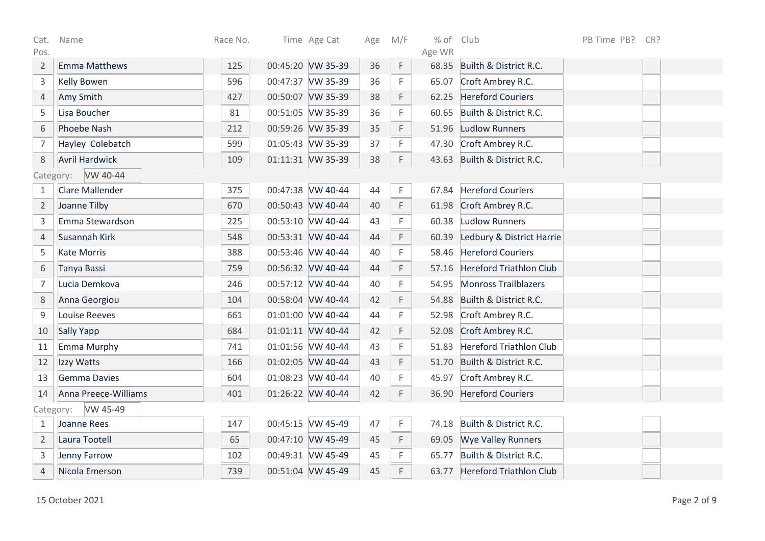| Cat. Pos. | Name | Race No. | Time | Age Cat | Age | M/F | % of Age WR | Club | PB Time | PB? | CR? |
|---|---|---|---|---|---|---|---|---|---|---|---|
| 2 | Emma Matthews | 125 | 00:45:20 | VW 35-39 | 36 | F | 68.35 | Builth & District R.C. | | | |
| 3 | Kelly Bowen | 596 | 00:47:37 | VW 35-39 | 36 | F | 65.07 | Croft Ambrey R.C. | | | |
| 4 | Amy Smith | 427 | 00:50:07 | VW 35-39 | 38 | F | 62.25 | Hereford Couriers | | | |
| 5 | Lisa Boucher | 81 | 00:51:05 | VW 35-39 | 36 | F | 60.65 | Builth & District R.C. | | | |
| 6 | Phoebe Nash | 212 | 00:59:26 | VW 35-39 | 35 | F | 51.96 | Ludlow Runners | | | |
| 7 | Hayley Colebatch | 599 | 01:05:43 | VW 35-39 | 37 | F | 47.30 | Croft Ambrey R.C. | | | |
| 8 | Avril Hardwick | 109 | 01:11:31 | VW 35-39 | 38 | F | 43.63 | Builth & District R.C. | | | |
| Category: | VW 40-44 | | | | | | | | | | |
| 1 | Clare Mallender | 375 | 00:47:38 | VW 40-44 | 44 | F | 67.84 | Hereford Couriers | | | |
| 2 | Joanne Tilby | 670 | 00:50:43 | VW 40-44 | 40 | F | 61.98 | Croft Ambrey R.C. | | | |
| 3 | Emma Stewardson | 225 | 00:53:10 | VW 40-44 | 43 | F | 60.38 | Ludlow Runners | | | |
| 4 | Susannah Kirk | 548 | 00:53:31 | VW 40-44 | 44 | F | 60.39 | Ledbury & District Harrie | | | |
| 5 | Kate Morris | 388 | 00:53:46 | VW 40-44 | 40 | F | 58.46 | Hereford Couriers | | | |
| 6 | Tanya Bassi | 759 | 00:56:32 | VW 40-44 | 44 | F | 57.16 | Hereford Triathlon Club | | | |
| 7 | Lucia Demkova | 246 | 00:57:12 | VW 40-44 | 40 | F | 54.95 | Monross Trailblazers | | | |
| 8 | Anna Georgiou | 104 | 00:58:04 | VW 40-44 | 42 | F | 54.88 | Builth & District R.C. | | | |
| 9 | Louise Reeves | 661 | 01:01:00 | VW 40-44 | 44 | F | 52.98 | Croft Ambrey R.C. | | | |
| 10 | Sally Yapp | 684 | 01:01:11 | VW 40-44 | 42 | F | 52.08 | Croft Ambrey R.C. | | | |
| 11 | Emma Murphy | 741 | 01:01:56 | VW 40-44 | 43 | F | 51.83 | Hereford Triathlon Club | | | |
| 12 | Izzy Watts | 166 | 01:02:05 | VW 40-44 | 43 | F | 51.70 | Builth & District R.C. | | | |
| 13 | Gemma Davies | 604 | 01:08:23 | VW 40-44 | 40 | F | 45.97 | Croft Ambrey R.C. | | | |
| 14 | Anna Preece-Williams | 401 | 01:26:22 | VW 40-44 | 42 | F | 36.90 | Hereford Couriers | | | |
| Category: | VW 45-49 | | | | | | | | | | |
| 1 | Joanne Rees | 147 | 00:45:15 | VW 45-49 | 47 | F | 74.18 | Builth & District R.C. | | | |
| 2 | Laura Tootell | 65 | 00:47:10 | VW 45-49 | 45 | F | 69.05 | Wye Valley Runners | | | |
| 3 | Jenny Farrow | 102 | 00:49:31 | VW 45-49 | 45 | F | 65.77 | Builth & District R.C. | | | |
| 4 | Nicola Emerson | 739 | 00:51:04 | VW 45-49 | 45 | F | 63.77 | Hereford Triathlon Club | | | |

15 October 2021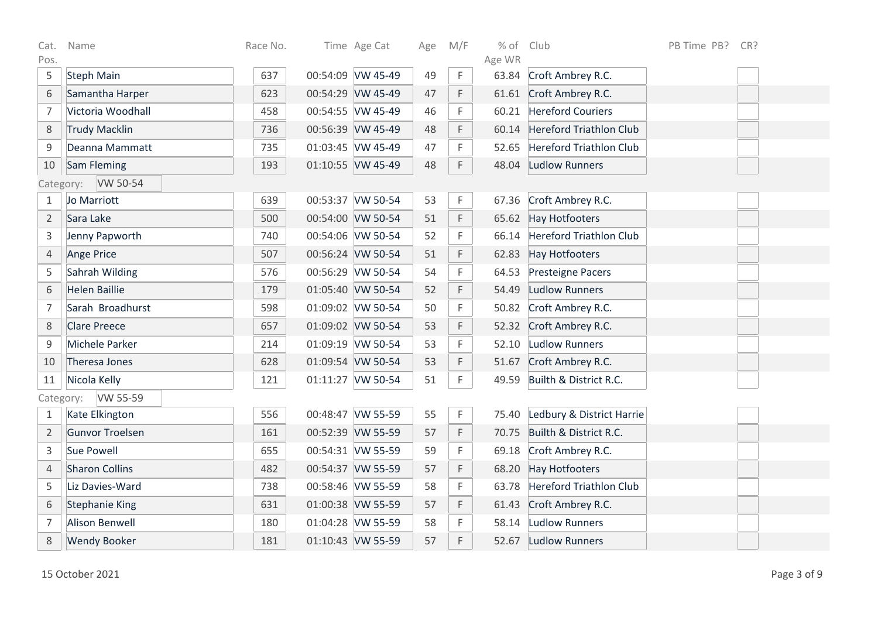| Cat. Pos. | Name | Race No. | Time | Age Cat | Age | M/F | % of Age WR | Club | PB Time | PB? | CR? |
|---|---|---|---|---|---|---|---|---|---|---|---|
| 5 | Steph Main | 637 | 00:54:09 | VW 45-49 | 49 | F | 63.84 | Croft Ambrey R.C. | | | |
| 6 | Samantha Harper | 623 | 00:54:29 | VW 45-49 | 47 | F | 61.61 | Croft Ambrey R.C. | | | |
| 7 | Victoria Woodhall | 458 | 00:54:55 | VW 45-49 | 46 | F | 60.21 | Hereford Couriers | | | |
| 8 | Trudy Macklin | 736 | 00:56:39 | VW 45-49 | 48 | F | 60.14 | Hereford Triathlon Club | | | |
| 9 | Deanna Mammatt | 735 | 01:03:45 | VW 45-49 | 47 | F | 52.65 | Hereford Triathlon Club | | | |
| 10 | Sam Fleming | 193 | 01:10:55 | VW 45-49 | 48 | F | 48.04 | Ludlow Runners | | | |
| Category: | VW 50-54 | | | | | | | | | | |
| 1 | Jo Marriott | 639 | 00:53:37 | VW 50-54 | 53 | F | 67.36 | Croft Ambrey R.C. | | | |
| 2 | Sara Lake | 500 | 00:54:00 | VW 50-54 | 51 | F | 65.62 | Hay Hotfooters | | | |
| 3 | Jenny Papworth | 740 | 00:54:06 | VW 50-54 | 52 | F | 66.14 | Hereford Triathlon Club | | | |
| 4 | Ange Price | 507 | 00:56:24 | VW 50-54 | 51 | F | 62.83 | Hay Hotfooters | | | |
| 5 | Sahrah Wilding | 576 | 00:56:29 | VW 50-54 | 54 | F | 64.53 | Presteigne Pacers | | | |
| 6 | Helen Baillie | 179 | 01:05:40 | VW 50-54 | 52 | F | 54.49 | Ludlow Runners | | | |
| 7 | Sarah Broadhurst | 598 | 01:09:02 | VW 50-54 | 50 | F | 50.82 | Croft Ambrey R.C. | | | |
| 8 | Clare Preece | 657 | 01:09:02 | VW 50-54 | 53 | F | 52.32 | Croft Ambrey R.C. | | | |
| 9 | Michele Parker | 214 | 01:09:19 | VW 50-54 | 53 | F | 52.10 | Ludlow Runners | | | |
| 10 | Theresa Jones | 628 | 01:09:54 | VW 50-54 | 53 | F | 51.67 | Croft Ambrey R.C. | | | |
| 11 | Nicola Kelly | 121 | 01:11:27 | VW 50-54 | 51 | F | 49.59 | Builth & District R.C. | | | |
| Category: | VW 55-59 | | | | | | | | | | |
| 1 | Kate Elkington | 556 | 00:48:47 | VW 55-59 | 55 | F | 75.40 | Ledbury & District Harrie | | | |
| 2 | Gunvor Troelsen | 161 | 00:52:39 | VW 55-59 | 57 | F | 70.75 | Builth & District R.C. | | | |
| 3 | Sue Powell | 655 | 00:54:31 | VW 55-59 | 59 | F | 69.18 | Croft Ambrey R.C. | | | |
| 4 | Sharon Collins | 482 | 00:54:37 | VW 55-59 | 57 | F | 68.20 | Hay Hotfooters | | | |
| 5 | Liz Davies-Ward | 738 | 00:58:46 | VW 55-59 | 58 | F | 63.78 | Hereford Triathlon Club | | | |
| 6 | Stephanie King | 631 | 01:00:38 | VW 55-59 | 57 | F | 61.43 | Croft Ambrey R.C. | | | |
| 7 | Alison Benwell | 180 | 01:04:28 | VW 55-59 | 58 | F | 58.14 | Ludlow Runners | | | |
| 8 | Wendy Booker | 181 | 01:10:43 | VW 55-59 | 57 | F | 52.67 | Ludlow Runners | | | |

15 October 2021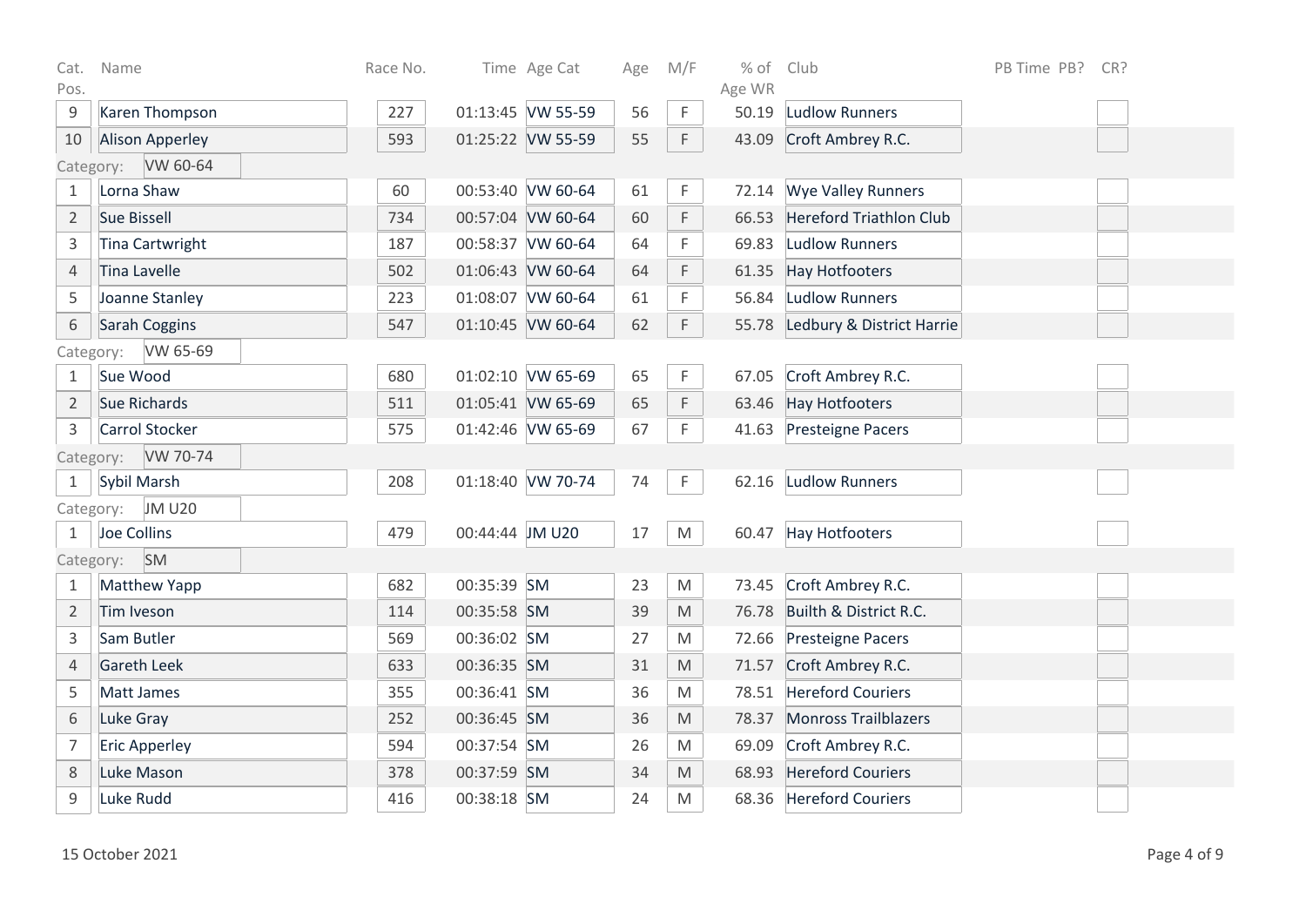| Cat. Pos. | Name | Race No. | Time | Age Cat | Age | M/F | % of Age WR | Club | PB Time | PB? | CR? |
|---|---|---|---|---|---|---|---|---|---|---|---|
| 9 | Karen Thompson | 227 | 01:13:45 | VW 55-59 | 56 | F | 50.19 | Ludlow Runners | | | |
| 10 | Alison Apperley | 593 | 01:25:22 | VW 55-59 | 55 | F | 43.09 | Croft Ambrey R.C. | | | |
| Category: | VW 60-64 | | | | | | | | | | |
| 1 | Lorna Shaw | 60 | 00:53:40 | VW 60-64 | 61 | F | 72.14 | Wye Valley Runners | | | |
| 2 | Sue Bissell | 734 | 00:57:04 | VW 60-64 | 60 | F | 66.53 | Hereford Triathlon Club | | | |
| 3 | Tina Cartwright | 187 | 00:58:37 | VW 60-64 | 64 | F | 69.83 | Ludlow Runners | | | |
| 4 | Tina Lavelle | 502 | 01:06:43 | VW 60-64 | 64 | F | 61.35 | Hay Hotfooters | | | |
| 5 | Joanne Stanley | 223 | 01:08:07 | VW 60-64 | 61 | F | 56.84 | Ludlow Runners | | | |
| 6 | Sarah Coggins | 547 | 01:10:45 | VW 60-64 | 62 | F | 55.78 | Ledbury & District Harrie | | | |
| Category: | VW 65-69 | | | | | | | | | | |
| 1 | Sue Wood | 680 | 01:02:10 | VW 65-69 | 65 | F | 67.05 | Croft Ambrey R.C. | | | |
| 2 | Sue Richards | 511 | 01:05:41 | VW 65-69 | 65 | F | 63.46 | Hay Hotfooters | | | |
| 3 | Carrol Stocker | 575 | 01:42:46 | VW 65-69 | 67 | F | 41.63 | Presteigne Pacers | | | |
| Category: | VW 70-74 | | | | | | | | | | |
| 1 | Sybil Marsh | 208 | 01:18:40 | VW 70-74 | 74 | F | 62.16 | Ludlow Runners | | | |
| Category: | JM U20 | | | | | | | | | | |
| 1 | Joe Collins | 479 | 00:44:44 | JM U20 | 17 | M | 60.47 | Hay Hotfooters | | | |
| Category: | SM | | | | | | | | | | |
| 1 | Matthew Yapp | 682 | 00:35:39 | SM | 23 | M | 73.45 | Croft Ambrey R.C. | | | |
| 2 | Tim Iveson | 114 | 00:35:58 | SM | 39 | M | 76.78 | Builth & District R.C. | | | |
| 3 | Sam Butler | 569 | 00:36:02 | SM | 27 | M | 72.66 | Presteigne Pacers | | | |
| 4 | Gareth Leek | 633 | 00:36:35 | SM | 31 | M | 71.57 | Croft Ambrey R.C. | | | |
| 5 | Matt James | 355 | 00:36:41 | SM | 36 | M | 78.51 | Hereford Couriers | | | |
| 6 | Luke Gray | 252 | 00:36:45 | SM | 36 | M | 78.37 | Monross Trailblazers | | | |
| 7 | Eric Apperley | 594 | 00:37:54 | SM | 26 | M | 69.09 | Croft Ambrey R.C. | | | |
| 8 | Luke Mason | 378 | 00:37:59 | SM | 34 | M | 68.93 | Hereford Couriers | | | |
| 9 | Luke Rudd | 416 | 00:38:18 | SM | 24 | M | 68.36 | Hereford Couriers | | | |

15 October 2021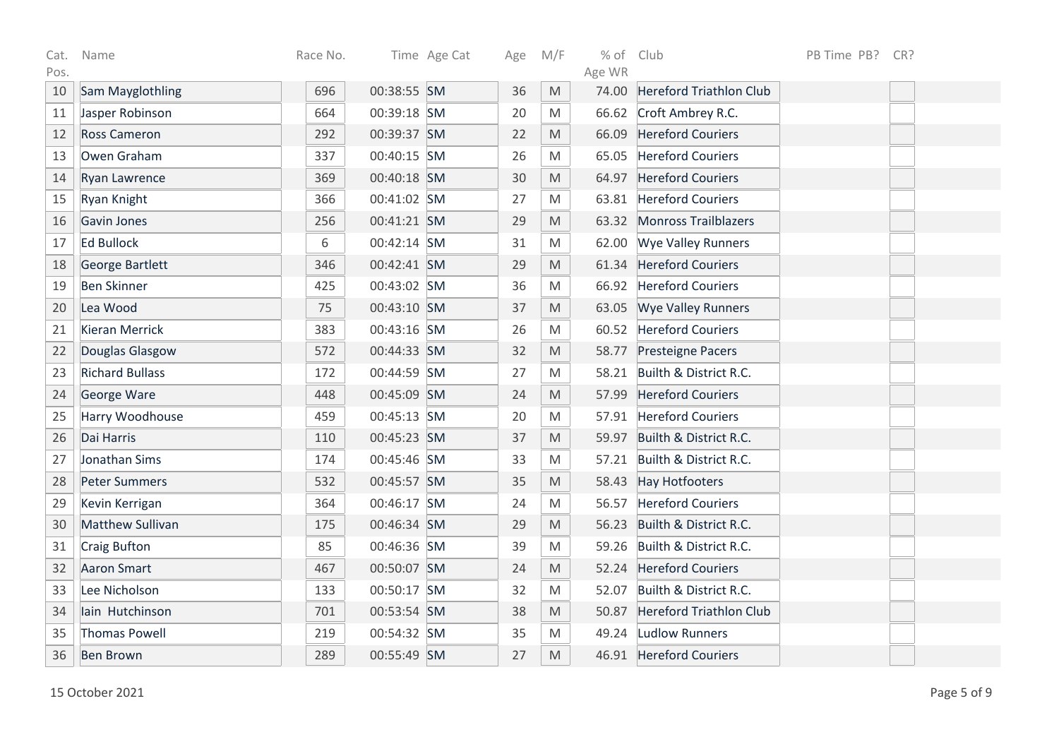| Cat. Pos. | Name | Race No. | Time | Age Cat | Age | M/F | % of Age WR | Club | PB Time | PB? | CR? |
|---|---|---|---|---|---|---|---|---|---|---|---|
| 10 | Sam Mayglothling | 696 | 00:38:55 | SM | 36 | M | 74.00 | Hereford Triathlon Club | | | |
| 11 | Jasper Robinson | 664 | 00:39:18 | SM | 20 | M | 66.62 | Croft Ambrey R.C. | | | |
| 12 | Ross Cameron | 292 | 00:39:37 | SM | 22 | M | 66.09 | Hereford Couriers | | | |
| 13 | Owen Graham | 337 | 00:40:15 | SM | 26 | M | 65.05 | Hereford Couriers | | | |
| 14 | Ryan Lawrence | 369 | 00:40:18 | SM | 30 | M | 64.97 | Hereford Couriers | | | |
| 15 | Ryan Knight | 366 | 00:41:02 | SM | 27 | M | 63.81 | Hereford Couriers | | | |
| 16 | Gavin Jones | 256 | 00:41:21 | SM | 29 | M | 63.32 | Monross Trailblazers | | | |
| 17 | Ed Bullock | 6 | 00:42:14 | SM | 31 | M | 62.00 | Wye Valley Runners | | | |
| 18 | George Bartlett | 346 | 00:42:41 | SM | 29 | M | 61.34 | Hereford Couriers | | | |
| 19 | Ben Skinner | 425 | 00:43:02 | SM | 36 | M | 66.92 | Hereford Couriers | | | |
| 20 | Lea Wood | 75 | 00:43:10 | SM | 37 | M | 63.05 | Wye Valley Runners | | | |
| 21 | Kieran Merrick | 383 | 00:43:16 | SM | 26 | M | 60.52 | Hereford Couriers | | | |
| 22 | Douglas Glasgow | 572 | 00:44:33 | SM | 32 | M | 58.77 | Presteigne Pacers | | | |
| 23 | Richard Bullass | 172 | 00:44:59 | SM | 27 | M | 58.21 | Builth & District R.C. | | | |
| 24 | George Ware | 448 | 00:45:09 | SM | 24 | M | 57.99 | Hereford Couriers | | | |
| 25 | Harry Woodhouse | 459 | 00:45:13 | SM | 20 | M | 57.91 | Hereford Couriers | | | |
| 26 | Dai Harris | 110 | 00:45:23 | SM | 37 | M | 59.97 | Builth & District R.C. | | | |
| 27 | Jonathan Sims | 174 | 00:45:46 | SM | 33 | M | 57.21 | Builth & District R.C. | | | |
| 28 | Peter Summers | 532 | 00:45:57 | SM | 35 | M | 58.43 | Hay Hotfooters | | | |
| 29 | Kevin Kerrigan | 364 | 00:46:17 | SM | 24 | M | 56.57 | Hereford Couriers | | | |
| 30 | Matthew Sullivan | 175 | 00:46:34 | SM | 29 | M | 56.23 | Builth & District R.C. | | | |
| 31 | Craig Bufton | 85 | 00:46:36 | SM | 39 | M | 59.26 | Builth & District R.C. | | | |
| 32 | Aaron Smart | 467 | 00:50:07 | SM | 24 | M | 52.24 | Hereford Couriers | | | |
| 33 | Lee Nicholson | 133 | 00:50:17 | SM | 32 | M | 52.07 | Builth & District R.C. | | | |
| 34 | Iain Hutchinson | 701 | 00:53:54 | SM | 38 | M | 50.87 | Hereford Triathlon Club | | | |
| 35 | Thomas Powell | 219 | 00:54:32 | SM | 35 | M | 49.24 | Ludlow Runners | | | |
| 36 | Ben Brown | 289 | 00:55:49 | SM | 27 | M | 46.91 | Hereford Couriers | | | |

15 October 2021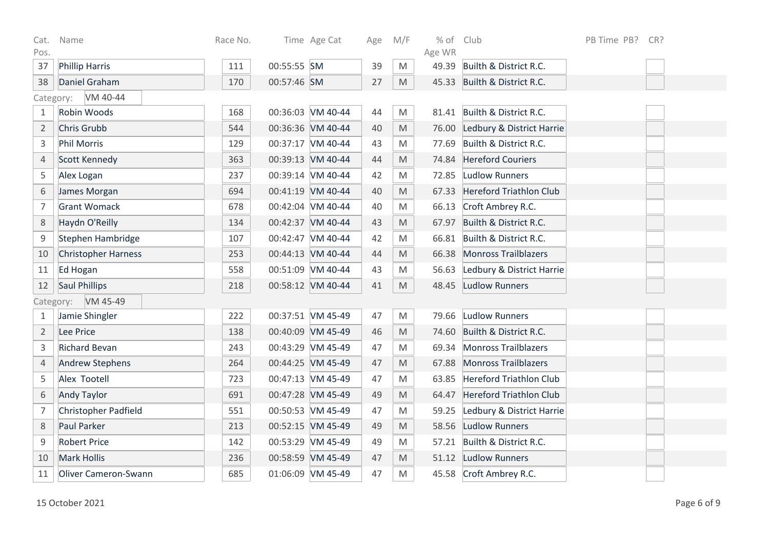| Cat. Pos. | Name | Race No. | Time | Age Cat | Age | M/F | % of Age WR | Club | PB Time | PB? | CR? |
|---|---|---|---|---|---|---|---|---|---|---|---|
| 37 | Phillip Harris | 111 | 00:55:55 | SM | 39 | M | 49.39 | Builth & District R.C. | | | |
| 38 | Daniel Graham | 170 | 00:57:46 | SM | 27 | M | 45.33 | Builth & District R.C. | | | |
| Category: | VM 40-44 | | | | | | | | | | |
| 1 | Robin Woods | 168 | 00:36:03 | VM 40-44 | 44 | M | 81.41 | Builth & District R.C. | | | |
| 2 | Chris Grubb | 544 | 00:36:36 | VM 40-44 | 40 | M | 76.00 | Ledbury & District Harrie | | | |
| 3 | Phil Morris | 129 | 00:37:17 | VM 40-44 | 43 | M | 77.69 | Builth & District R.C. | | | |
| 4 | Scott Kennedy | 363 | 00:39:13 | VM 40-44 | 44 | M | 74.84 | Hereford Couriers | | | |
| 5 | Alex Logan | 237 | 00:39:14 | VM 40-44 | 42 | M | 72.85 | Ludlow Runners | | | |
| 6 | James Morgan | 694 | 00:41:19 | VM 40-44 | 40 | M | 67.33 | Hereford Triathlon Club | | | |
| 7 | Grant Womack | 678 | 00:42:04 | VM 40-44 | 40 | M | 66.13 | Croft Ambrey R.C. | | | |
| 8 | Haydn O'Reilly | 134 | 00:42:37 | VM 40-44 | 43 | M | 67.97 | Builth & District R.C. | | | |
| 9 | Stephen Hambridge | 107 | 00:42:47 | VM 40-44 | 42 | M | 66.81 | Builth & District R.C. | | | |
| 10 | Christopher Harness | 253 | 00:44:13 | VM 40-44 | 44 | M | 66.38 | Monross Trailblazers | | | |
| 11 | Ed Hogan | 558 | 00:51:09 | VM 40-44 | 43 | M | 56.63 | Ledbury & District Harrie | | | |
| 12 | Saul Phillips | 218 | 00:58:12 | VM 40-44 | 41 | M | 48.45 | Ludlow Runners | | | |
| Category: | VM 45-49 | | | | | | | | | | |
| 1 | Jamie Shingler | 222 | 00:37:51 | VM 45-49 | 47 | M | 79.66 | Ludlow Runners | | | |
| 2 | Lee Price | 138 | 00:40:09 | VM 45-49 | 46 | M | 74.60 | Builth & District R.C. | | | |
| 3 | Richard Bevan | 243 | 00:43:29 | VM 45-49 | 47 | M | 69.34 | Monross Trailblazers | | | |
| 4 | Andrew Stephens | 264 | 00:44:25 | VM 45-49 | 47 | M | 67.88 | Monross Trailblazers | | | |
| 5 | Alex Tootell | 723 | 00:47:13 | VM 45-49 | 47 | M | 63.85 | Hereford Triathlon Club | | | |
| 6 | Andy Taylor | 691 | 00:47:28 | VM 45-49 | 49 | M | 64.47 | Hereford Triathlon Club | | | |
| 7 | Christopher Padfield | 551 | 00:50:53 | VM 45-49 | 47 | M | 59.25 | Ledbury & District Harrie | | | |
| 8 | Paul Parker | 213 | 00:52:15 | VM 45-49 | 49 | M | 58.56 | Ludlow Runners | | | |
| 9 | Robert Price | 142 | 00:53:29 | VM 45-49 | 49 | M | 57.21 | Builth & District R.C. | | | |
| 10 | Mark Hollis | 236 | 00:58:59 | VM 45-49 | 47 | M | 51.12 | Ludlow Runners | | | |
| 11 | Oliver Cameron-Swann | 685 | 01:06:09 | VM 45-49 | 47 | M | 45.58 | Croft Ambrey R.C. | | | |

15 October 2021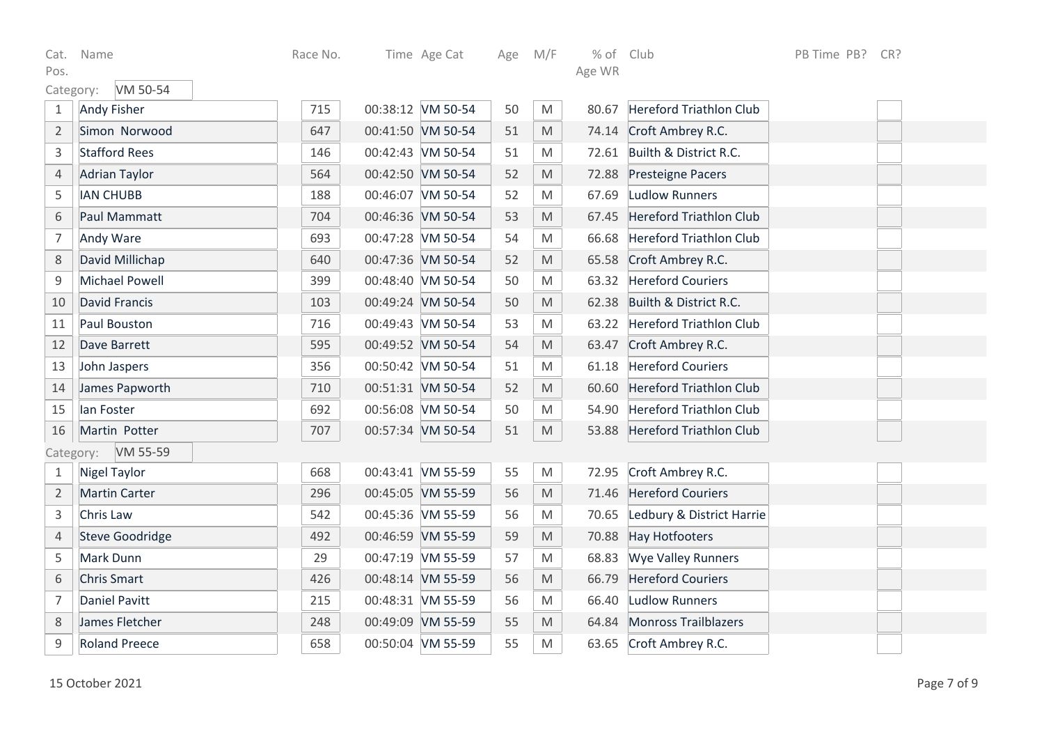| Cat. Pos. | Name | Race No. | Time | Age Cat | Age | M/F | % of Age WR | Club | PB Time | PB? | CR? |
|---|---|---|---|---|---|---|---|---|---|---|---|
| Category: | VM 50-54 | | | | | | | | | | |
| 1 | Andy Fisher | 715 | 00:38:12 | VM 50-54 | 50 | M | 80.67 | Hereford Triathlon Club | | | |
| 2 | Simon Norwood | 647 | 00:41:50 | VM 50-54 | 51 | M | 74.14 | Croft Ambrey R.C. | | | |
| 3 | Stafford Rees | 146 | 00:42:43 | VM 50-54 | 51 | M | 72.61 | Builth & District R.C. | | | |
| 4 | Adrian Taylor | 564 | 00:42:50 | VM 50-54 | 52 | M | 72.88 | Presteigne Pacers | | | |
| 5 | IAN CHUBB | 188 | 00:46:07 | VM 50-54 | 52 | M | 67.69 | Ludlow Runners | | | |
| 6 | Paul Mammatt | 704 | 00:46:36 | VM 50-54 | 53 | M | 67.45 | Hereford Triathlon Club | | | |
| 7 | Andy Ware | 693 | 00:47:28 | VM 50-54 | 54 | M | 66.68 | Hereford Triathlon Club | | | |
| 8 | David Millichap | 640 | 00:47:36 | VM 50-54 | 52 | M | 65.58 | Croft Ambrey R.C. | | | |
| 9 | Michael Powell | 399 | 00:48:40 | VM 50-54 | 50 | M | 63.32 | Hereford Couriers | | | |
| 10 | David Francis | 103 | 00:49:24 | VM 50-54 | 50 | M | 62.38 | Builth & District R.C. | | | |
| 11 | Paul Bouston | 716 | 00:49:43 | VM 50-54 | 53 | M | 63.22 | Hereford Triathlon Club | | | |
| 12 | Dave Barrett | 595 | 00:49:52 | VM 50-54 | 54 | M | 63.47 | Croft Ambrey R.C. | | | |
| 13 | John Jaspers | 356 | 00:50:42 | VM 50-54 | 51 | M | 61.18 | Hereford Couriers | | | |
| 14 | James Papworth | 710 | 00:51:31 | VM 50-54 | 52 | M | 60.60 | Hereford Triathlon Club | | | |
| 15 | Ian Foster | 692 | 00:56:08 | VM 50-54 | 50 | M | 54.90 | Hereford Triathlon Club | | | |
| 16 | Martin Potter | 707 | 00:57:34 | VM 50-54 | 51 | M | 53.88 | Hereford Triathlon Club | | | |
| Category: | VM 55-59 | | | | | | | | | | |
| 1 | Nigel Taylor | 668 | 00:43:41 | VM 55-59 | 55 | M | 72.95 | Croft Ambrey R.C. | | | |
| 2 | Martin Carter | 296 | 00:45:05 | VM 55-59 | 56 | M | 71.46 | Hereford Couriers | | | |
| 3 | Chris Law | 542 | 00:45:36 | VM 55-59 | 56 | M | 70.65 | Ledbury & District Harrie | | | |
| 4 | Steve Goodridge | 492 | 00:46:59 | VM 55-59 | 59 | M | 70.88 | Hay Hotfooters | | | |
| 5 | Mark Dunn | 29 | 00:47:19 | VM 55-59 | 57 | M | 68.83 | Wye Valley Runners | | | |
| 6 | Chris Smart | 426 | 00:48:14 | VM 55-59 | 56 | M | 66.79 | Hereford Couriers | | | |
| 7 | Daniel Pavitt | 215 | 00:48:31 | VM 55-59 | 56 | M | 66.40 | Ludlow Runners | | | |
| 8 | James Fletcher | 248 | 00:49:09 | VM 55-59 | 55 | M | 64.84 | Monross Trailblazers | | | |
| 9 | Roland Preece | 658 | 00:50:04 | VM 55-59 | 55 | M | 63.65 | Croft Ambrey R.C. | | | |

15 October 2021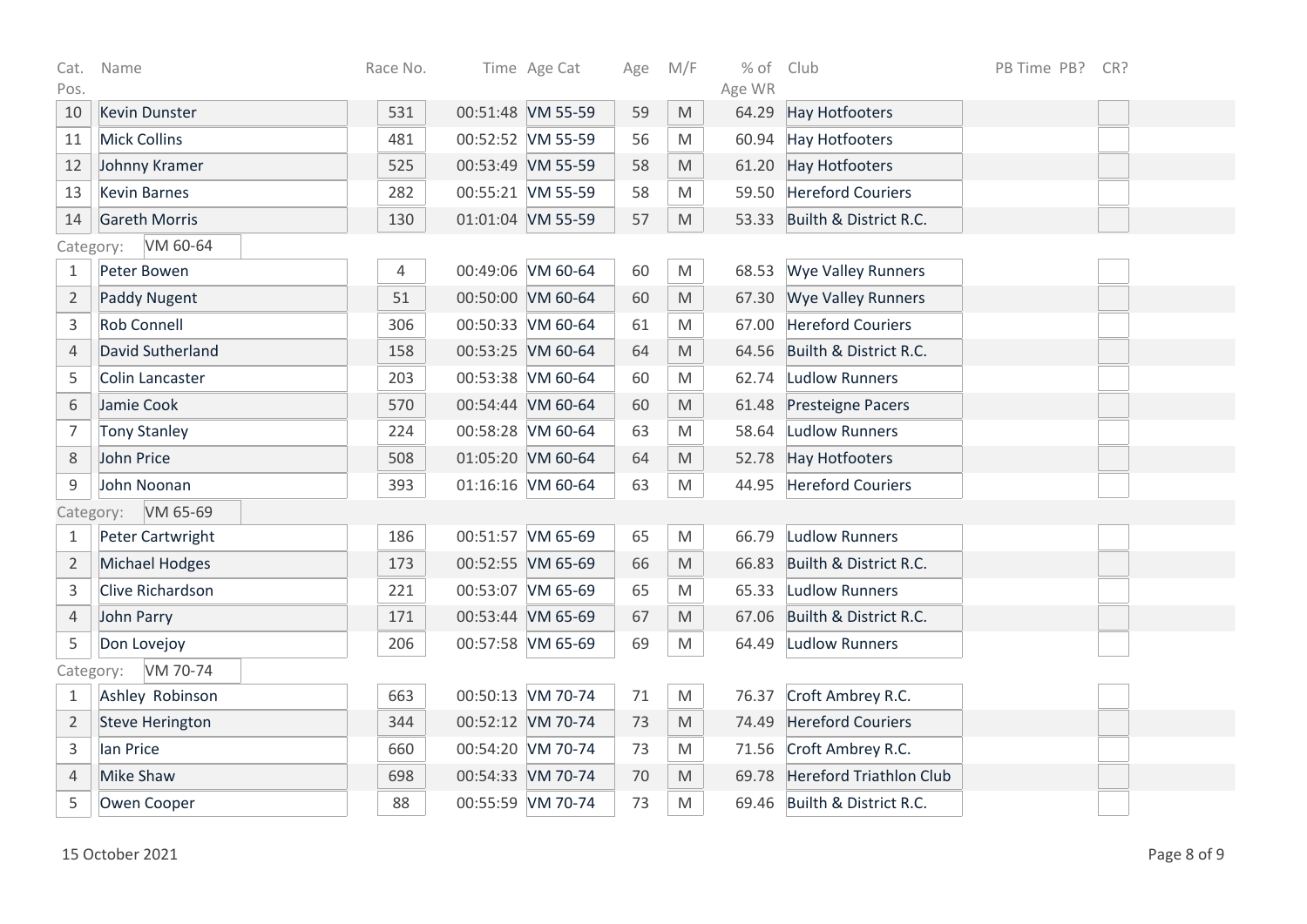| Cat. Pos. | Name | Race No. | Time | Age Cat | Age | M/F | % of Age WR | Club | PB Time | PB? | CR? |
|---|---|---|---|---|---|---|---|---|---|---|---|
| 10 | Kevin Dunster | 531 | 00:51:48 | VM 55-59 | 59 | M | 64.29 | Hay Hotfooters | | | |
| 11 | Mick Collins | 481 | 00:52:52 | VM 55-59 | 56 | M | 60.94 | Hay Hotfooters | | | |
| 12 | Johnny Kramer | 525 | 00:53:49 | VM 55-59 | 58 | M | 61.20 | Hay Hotfooters | | | |
| 13 | Kevin Barnes | 282 | 00:55:21 | VM 55-59 | 58 | M | 59.50 | Hereford Couriers | | | |
| 14 | Gareth Morris | 130 | 01:01:04 | VM 55-59 | 57 | M | 53.33 | Builth & District R.C. | | | |
| Category: | VM 60-64 | | | | | | | | | | |
| 1 | Peter Bowen | 4 | 00:49:06 | VM 60-64 | 60 | M | 68.53 | Wye Valley Runners | | | |
| 2 | Paddy Nugent | 51 | 00:50:00 | VM 60-64 | 60 | M | 67.30 | Wye Valley Runners | | | |
| 3 | Rob Connell | 306 | 00:50:33 | VM 60-64 | 61 | M | 67.00 | Hereford Couriers | | | |
| 4 | David Sutherland | 158 | 00:53:25 | VM 60-64 | 64 | M | 64.56 | Builth & District R.C. | | | |
| 5 | Colin Lancaster | 203 | 00:53:38 | VM 60-64 | 60 | M | 62.74 | Ludlow Runners | | | |
| 6 | Jamie Cook | 570 | 00:54:44 | VM 60-64 | 60 | M | 61.48 | Presteigne Pacers | | | |
| 7 | Tony Stanley | 224 | 00:58:28 | VM 60-64 | 63 | M | 58.64 | Ludlow Runners | | | |
| 8 | John Price | 508 | 01:05:20 | VM 60-64 | 64 | M | 52.78 | Hay Hotfooters | | | |
| 9 | John Noonan | 393 | 01:16:16 | VM 60-64 | 63 | M | 44.95 | Hereford Couriers | | | |
| Category: | VM 65-69 | | | | | | | | | | |
| 1 | Peter Cartwright | 186 | 00:51:57 | VM 65-69 | 65 | M | 66.79 | Ludlow Runners | | | |
| 2 | Michael Hodges | 173 | 00:52:55 | VM 65-69 | 66 | M | 66.83 | Builth & District R.C. | | | |
| 3 | Clive Richardson | 221 | 00:53:07 | VM 65-69 | 65 | M | 65.33 | Ludlow Runners | | | |
| 4 | John Parry | 171 | 00:53:44 | VM 65-69 | 67 | M | 67.06 | Builth & District R.C. | | | |
| 5 | Don Lovejoy | 206 | 00:57:58 | VM 65-69 | 69 | M | 64.49 | Ludlow Runners | | | |
| Category: | VM 70-74 | | | | | | | | | | |
| 1 | Ashley Robinson | 663 | 00:50:13 | VM 70-74 | 71 | M | 76.37 | Croft Ambrey R.C. | | | |
| 2 | Steve Herington | 344 | 00:52:12 | VM 70-74 | 73 | M | 74.49 | Hereford Couriers | | | |
| 3 | Ian Price | 660 | 00:54:20 | VM 70-74 | 73 | M | 71.56 | Croft Ambrey R.C. | | | |
| 4 | Mike Shaw | 698 | 00:54:33 | VM 70-74 | 70 | M | 69.78 | Hereford Triathlon Club | | | |
| 5 | Owen Cooper | 88 | 00:55:59 | VM 70-74 | 73 | M | 69.46 | Builth & District R.C. | | | |

15 October 2021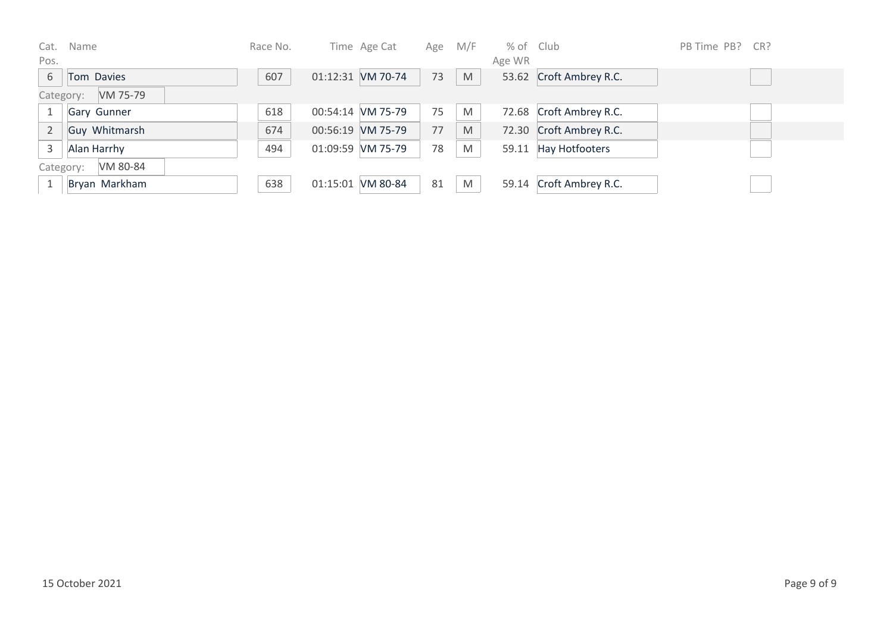| Cat. Pos. | Name | Race No. | Time | Age Cat | Age | M/F | % of Age WR | Club | PB Time | PB? | CR? |
|---|---|---|---|---|---|---|---|---|---|---|---|
| 6 | Tom Davies | 607 | 01:12:31 | VM 70-74 | 73 | M | 53.62 | Croft Ambrey R.C. | | | |
| Category: | VM 75-79 | | | | | | | | | | |
| 1 | Gary Gunner | 618 | 00:54:14 | VM 75-79 | 75 | M | 72.68 | Croft Ambrey R.C. | | | |
| 2 | Guy Whitmarsh | 674 | 00:56:19 | VM 75-79 | 77 | M | 72.30 | Croft Ambrey R.C. | | | |
| 3 | Alan Harrhy | 494 | 01:09:59 | VM 75-79 | 78 | M | 59.11 | Hay Hotfooters | | | |
| Category: | VM 80-84 | | | | | | | | | | |
| 1 | Bryan Markham | 638 | 01:15:01 | VM 80-84 | 81 | M | 59.14 | Croft Ambrey R.C. | | | |

15 October 2021